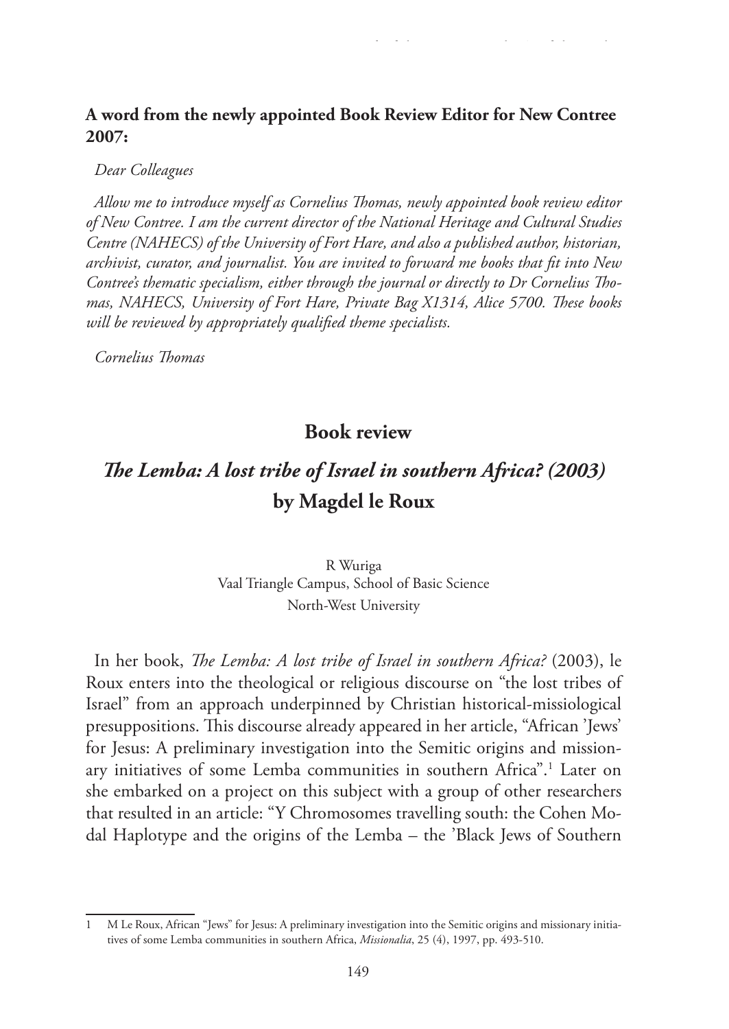**A word from the newly appointed Book Review Editor for New Contree 2007:**

*Dear Colleagues*

*Allow me to introduce myself as Cornelius Thomas, newly appointed book review editor of New Contree. I am the current director of the National Heritage and Cultural Studies Centre (NAHECS) of the University of Fort Hare, and also a published author, historian, archivist, curator, and journalist. You are invited to forward me books that fit into New Contree's thematic specialism, either through the journal or directly to Dr Cornelius Thomas, NAHECS, University of Fort Hare, Private Bag X1314, Alice 5700. These books will be reviewed by appropriately qualified theme specialists.*

*Cornelius Thomas*

## Book review

## *The Lemba: A lost tribe of Israel in southern Africa? (2003)* by Magdel le Roux

R Wuriga
Vaal Triangle Campus, School of Basic Science
North-West University

In her book, *The Lemba: A lost tribe of Israel in southern Africa?* (2003), le Roux enters into the theological or religious discourse on "the lost tribes of Israel" from an approach underpinned by Christian historical-missiological presuppositions. This discourse already appeared in her article, "African 'Jews' for Jesus: A preliminary investigation into the Semitic origins and missionary initiatives of some Lemba communities in southern Africa".[1] Later on she embarked on a project on this subject with a group of other researchers that resulted in an article: "Y Chromosomes travelling south: the Cohen Modal Haplotype and the origins of the Lemba – the 'Black Jews of Southern

---

1 M Le Roux, African "Jews" for Jesus: A preliminary investigation into the Semitic origins and missionary initiatives of some Lemba communities in southern Africa, *Missionalia*, 25 (4), 1997, pp. 493-510.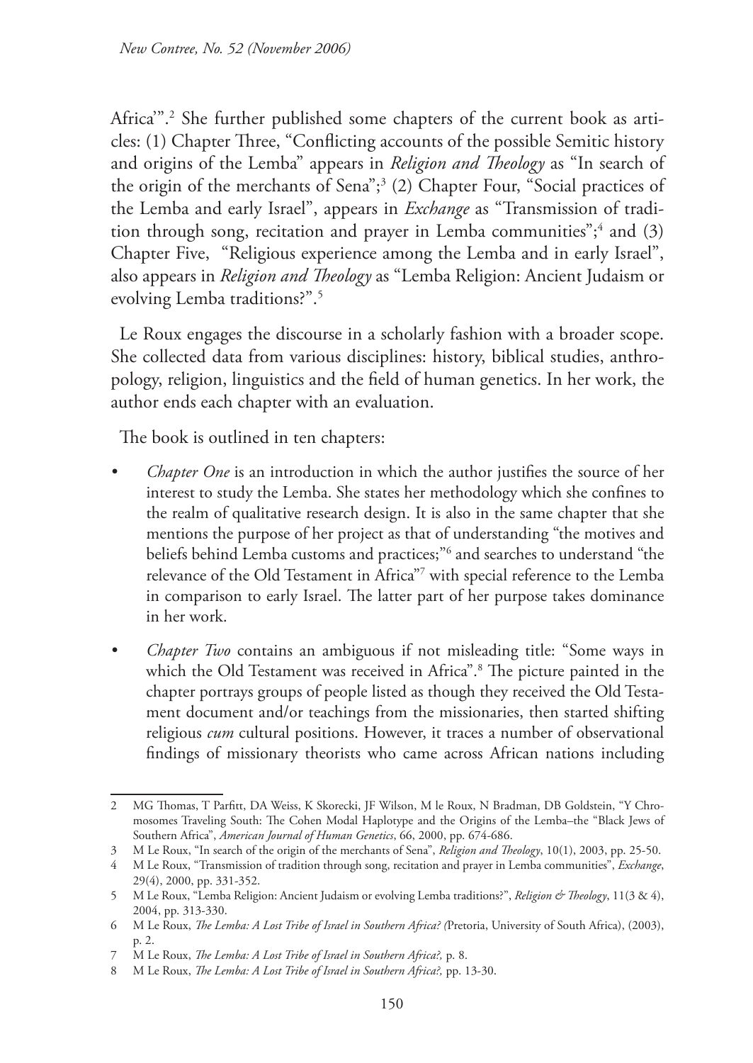Africa'".[2] She further published some chapters of the current book as articles: (1) Chapter Three, "Conflicting accounts of the possible Semitic history and origins of the Lemba" appears in *Religion and Theology* as "In search of the origin of the merchants of Sena";[3] (2) Chapter Four, "Social practices of the Lemba and early Israel", appears in *Exchange* as "Transmission of tradition through song, recitation and prayer in Lemba communities";[4] and (3) Chapter Five, "Religious experience among the Lemba and in early Israel", also appears in *Religion and Theology* as "Lemba Religion: Ancient Judaism or evolving Lemba traditions?".[5]

Le Roux engages the discourse in a scholarly fashion with a broader scope. She collected data from various disciplines: history, biblical studies, anthropology, religion, linguistics and the field of human genetics. In her work, the author ends each chapter with an evaluation.

The book is outlined in ten chapters:

- *Chapter One* is an introduction in which the author justifies the source of her interest to study the Lemba. She states her methodology which she confines to the realm of qualitative research design. It is also in the same chapter that she mentions the purpose of her project as that of understanding "the motives and beliefs behind Lemba customs and practices;"[6] and searches to understand "the relevance of the Old Testament in Africa"[7] with special reference to the Lemba in comparison to early Israel. The latter part of her purpose takes dominance in her work.
- *Chapter Two* contains an ambiguous if not misleading title: "Some ways in which the Old Testament was received in Africa".[8] The picture painted in the chapter portrays groups of people listed as though they received the Old Testament document and/or teachings from the missionaries, then started shifting religious *cum* cultural positions. However, it traces a number of observational findings of missionary theorists who came across African nations including

---

2 MG Thomas, T Parfitt, DA Weiss, K Skorecki, JF Wilson, M le Roux, N Bradman, DB Goldstein, "Y Chromosomes Traveling South: The Cohen Modal Haplotype and the Origins of the Lemba–the "Black Jews of Southern Africa", *American Journal of Human Genetics*, 66, 2000, pp. 674-686.

3 M Le Roux, "In search of the origin of the merchants of Sena", *Religion and Theology*, 10(1), 2003, pp. 25-50.

4 M Le Roux, "Transmission of tradition through song, recitation and prayer in Lemba communities", *Exchange*, 29(4), 2000, pp. 331-352.

5 M Le Roux, "Lemba Religion: Ancient Judaism or evolving Lemba traditions?", *Religion & Theology*, 11(3 & 4), 2004, pp. 313-330.

6 M Le Roux, *The Lemba: A Lost Tribe of Israel in Southern Africa? (*Pretoria, University of South Africa), (2003), p. 2.

7 M Le Roux, *The Lemba: A Lost Tribe of Israel in Southern Africa?,* p. 8.

8 M Le Roux, *The Lemba: A Lost Tribe of Israel in Southern Africa?,* pp. 13-30.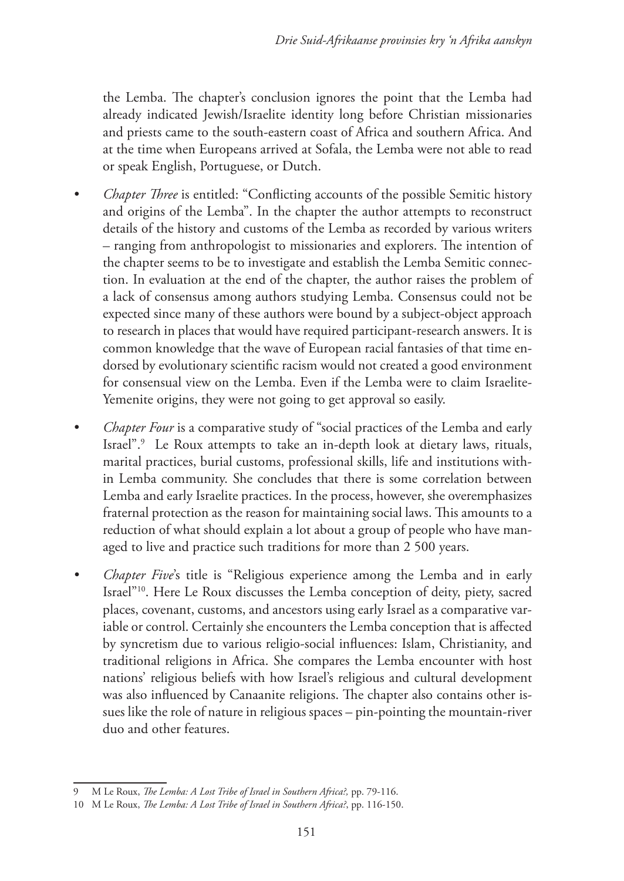the Lemba. The chapter's conclusion ignores the point that the Lemba had already indicated Jewish/Israelite identity long before Christian missionaries and priests came to the south-eastern coast of Africa and southern Africa. And at the time when Europeans arrived at Sofala, the Lemba were not able to read or speak English, Portuguese, or Dutch.

- *Chapter Three* is entitled: "Conflicting accounts of the possible Semitic history and origins of the Lemba". In the chapter the author attempts to reconstruct details of the history and customs of the Lemba as recorded by various writers – ranging from anthropologist to missionaries and explorers. The intention of the chapter seems to be to investigate and establish the Lemba Semitic connection. In evaluation at the end of the chapter, the author raises the problem of a lack of consensus among authors studying Lemba. Consensus could not be expected since many of these authors were bound by a subject-object approach to research in places that would have required participant-research answers. It is common knowledge that the wave of European racial fantasies of that time endorsed by evolutionary scientific racism would not created a good environment for consensual view on the Lemba. Even if the Lemba were to claim Israelite-Yemenite origins, they were not going to get approval so easily.
- *Chapter Four* is a comparative study of "social practices of the Lemba and early Israel".[9] Le Roux attempts to take an in-depth look at dietary laws, rituals, marital practices, burial customs, professional skills, life and institutions within Lemba community. She concludes that there is some correlation between Lemba and early Israelite practices. In the process, however, she overemphasizes fraternal protection as the reason for maintaining social laws. This amounts to a reduction of what should explain a lot about a group of people who have managed to live and practice such traditions for more than 2 500 years.
- *Chapter Five*'s title is "Religious experience among the Lemba and in early Israel"[10]. Here Le Roux discusses the Lemba conception of deity, piety, sacred places, covenant, customs, and ancestors using early Israel as a comparative variable or control. Certainly she encounters the Lemba conception that is affected by syncretism due to various religio-social influences: Islam, Christianity, and traditional religions in Africa. She compares the Lemba encounter with host nations' religious beliefs with how Israel's religious and cultural development was also influenced by Canaanite religions. The chapter also contains other issues like the role of nature in religious spaces – pin-pointing the mountain-river duo and other features.

---

9 M Le Roux, *The Lemba: A Lost Tribe of Israel in Southern Africa?,* pp. 79-116.

10 M Le Roux, *The Lemba: A Lost Tribe of Israel in Southern Africa?*, pp. 116-150.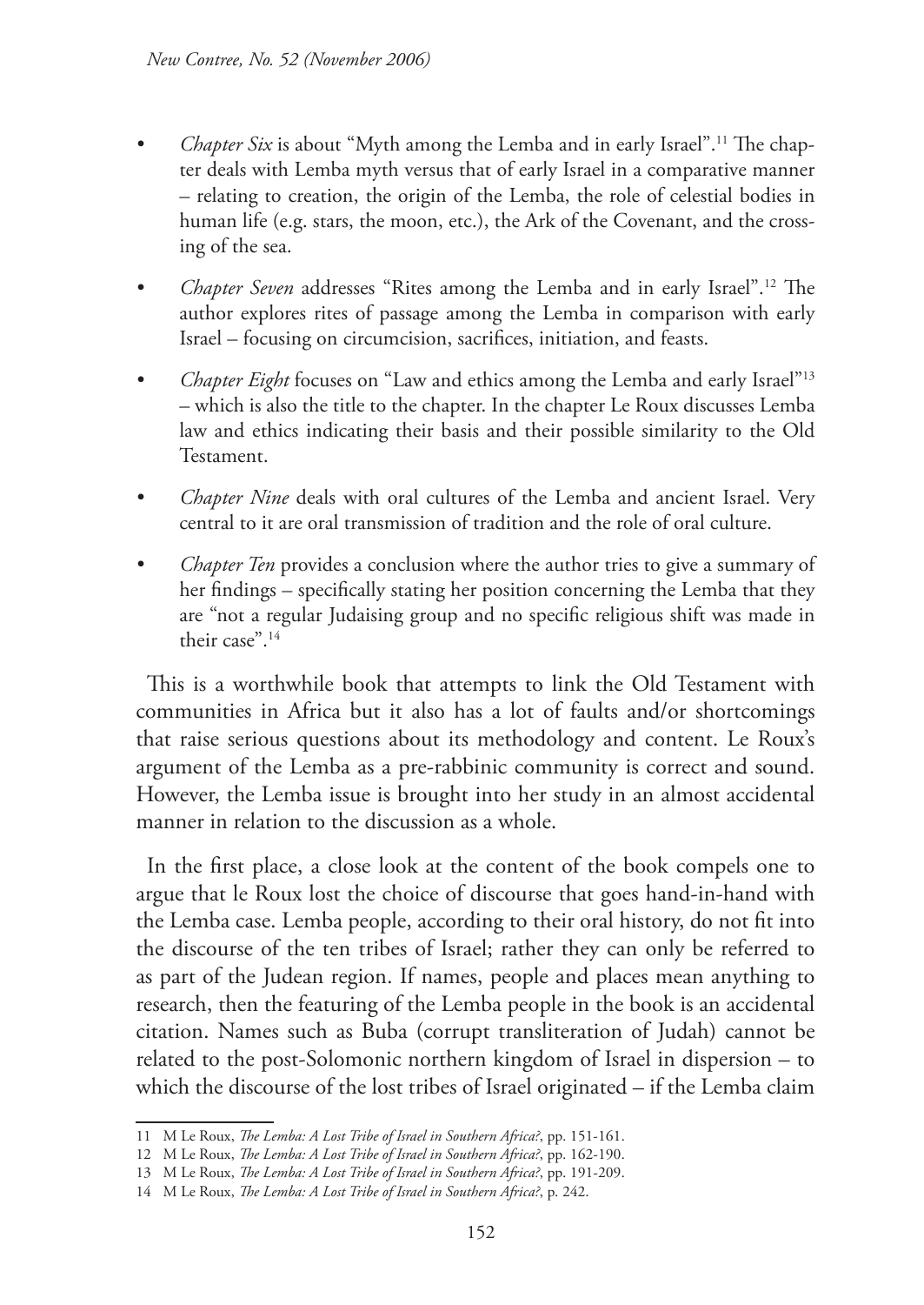- *Chapter Six* is about "Myth among the Lemba and in early Israel".[11] The chapter deals with Lemba myth versus that of early Israel in a comparative manner – relating to creation, the origin of the Lemba, the role of celestial bodies in human life (e.g. stars, the moon, etc.), the Ark of the Covenant, and the crossing of the sea.
- *Chapter Seven* addresses "Rites among the Lemba and in early Israel".[12] The author explores rites of passage among the Lemba in comparison with early Israel – focusing on circumcision, sacrifices, initiation, and feasts.
- *Chapter Eight* focuses on "Law and ethics among the Lemba and early Israel"[13] – which is also the title to the chapter. In the chapter Le Roux discusses Lemba law and ethics indicating their basis and their possible similarity to the Old Testament.
- *Chapter Nine* deals with oral cultures of the Lemba and ancient Israel. Very central to it are oral transmission of tradition and the role of oral culture.
- *Chapter Ten* provides a conclusion where the author tries to give a summary of her findings – specifically stating her position concerning the Lemba that they are "not a regular Judaising group and no specific religious shift was made in their case".[14]

This is a worthwhile book that attempts to link the Old Testament with communities in Africa but it also has a lot of faults and/or shortcomings that raise serious questions about its methodology and content. Le Roux's argument of the Lemba as a pre-rabbinic community is correct and sound. However, the Lemba issue is brought into her study in an almost accidental manner in relation to the discussion as a whole.

In the first place, a close look at the content of the book compels one to argue that le Roux lost the choice of discourse that goes hand-in-hand with the Lemba case. Lemba people, according to their oral history, do not fit into the discourse of the ten tribes of Israel; rather they can only be referred to as part of the Judean region. If names, people and places mean anything to research, then the featuring of the Lemba people in the book is an accidental citation. Names such as Buba (corrupt transliteration of Judah) cannot be related to the post-Solomonic northern kingdom of Israel in dispersion – to which the discourse of the lost tribes of Israel originated – if the Lemba claim

---

11 M Le Roux, *The Lemba: A Lost Tribe of Israel in Southern Africa?*, pp. 151-161.

12 M Le Roux, *The Lemba: A Lost Tribe of Israel in Southern Africa?*, pp. 162-190.

13 M Le Roux, *The Lemba: A Lost Tribe of Israel in Southern Africa?*, pp. 191-209.

14 M Le Roux, *The Lemba: A Lost Tribe of Israel in Southern Africa?*, p. 242.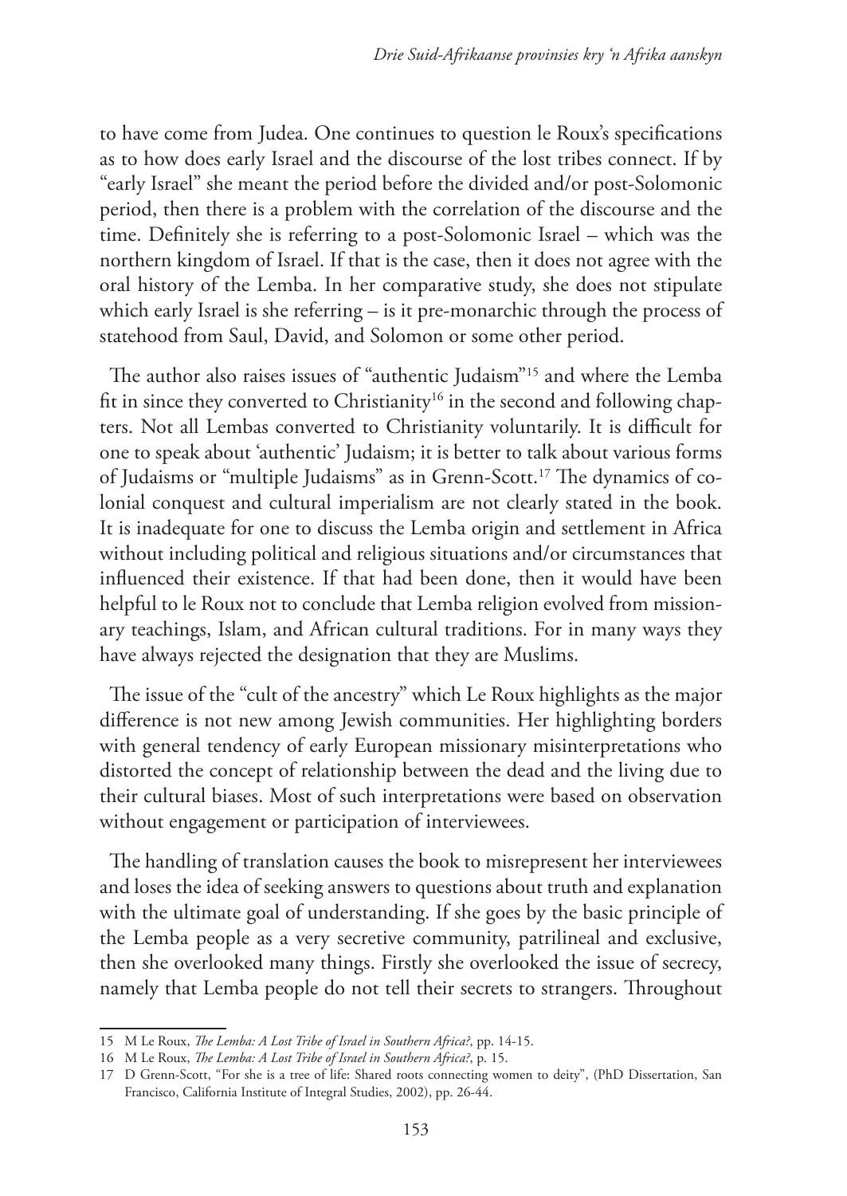to have come from Judea. One continues to question le Roux's specifications as to how does early Israel and the discourse of the lost tribes connect. If by "early Israel" she meant the period before the divided and/or post-Solomonic period, then there is a problem with the correlation of the discourse and the time. Definitely she is referring to a post-Solomonic Israel – which was the northern kingdom of Israel. If that is the case, then it does not agree with the oral history of the Lemba. In her comparative study, she does not stipulate which early Israel is she referring – is it pre-monarchic through the process of statehood from Saul, David, and Solomon or some other period.

The author also raises issues of "authentic Judaism"[15] and where the Lemba fit in since they converted to Christianity[16] in the second and following chapters. Not all Lembas converted to Christianity voluntarily. It is difficult for one to speak about 'authentic' Judaism; it is better to talk about various forms of Judaisms or "multiple Judaisms" as in Grenn-Scott.[17] The dynamics of colonial conquest and cultural imperialism are not clearly stated in the book. It is inadequate for one to discuss the Lemba origin and settlement in Africa without including political and religious situations and/or circumstances that influenced their existence. If that had been done, then it would have been helpful to le Roux not to conclude that Lemba religion evolved from missionary teachings, Islam, and African cultural traditions. For in many ways they have always rejected the designation that they are Muslims.

The issue of the "cult of the ancestry" which Le Roux highlights as the major difference is not new among Jewish communities. Her highlighting borders with general tendency of early European missionary misinterpretations who distorted the concept of relationship between the dead and the living due to their cultural biases. Most of such interpretations were based on observation without engagement or participation of interviewees.

The handling of translation causes the book to misrepresent her interviewees and loses the idea of seeking answers to questions about truth and explanation with the ultimate goal of understanding. If she goes by the basic principle of the Lemba people as a very secretive community, patrilineal and exclusive, then she overlooked many things. Firstly she overlooked the issue of secrecy, namely that Lemba people do not tell their secrets to strangers. Throughout

15 M Le Roux, *The Lemba: A Lost Tribe of Israel in Southern Africa?*, pp. 14-15.

16 M Le Roux, *The Lemba: A Lost Tribe of Israel in Southern Africa?*, p. 15.

17 D Grenn-Scott, "For she is a tree of life: Shared roots connecting women to deity", (PhD Dissertation, San Francisco, California Institute of Integral Studies, 2002), pp. 26-44.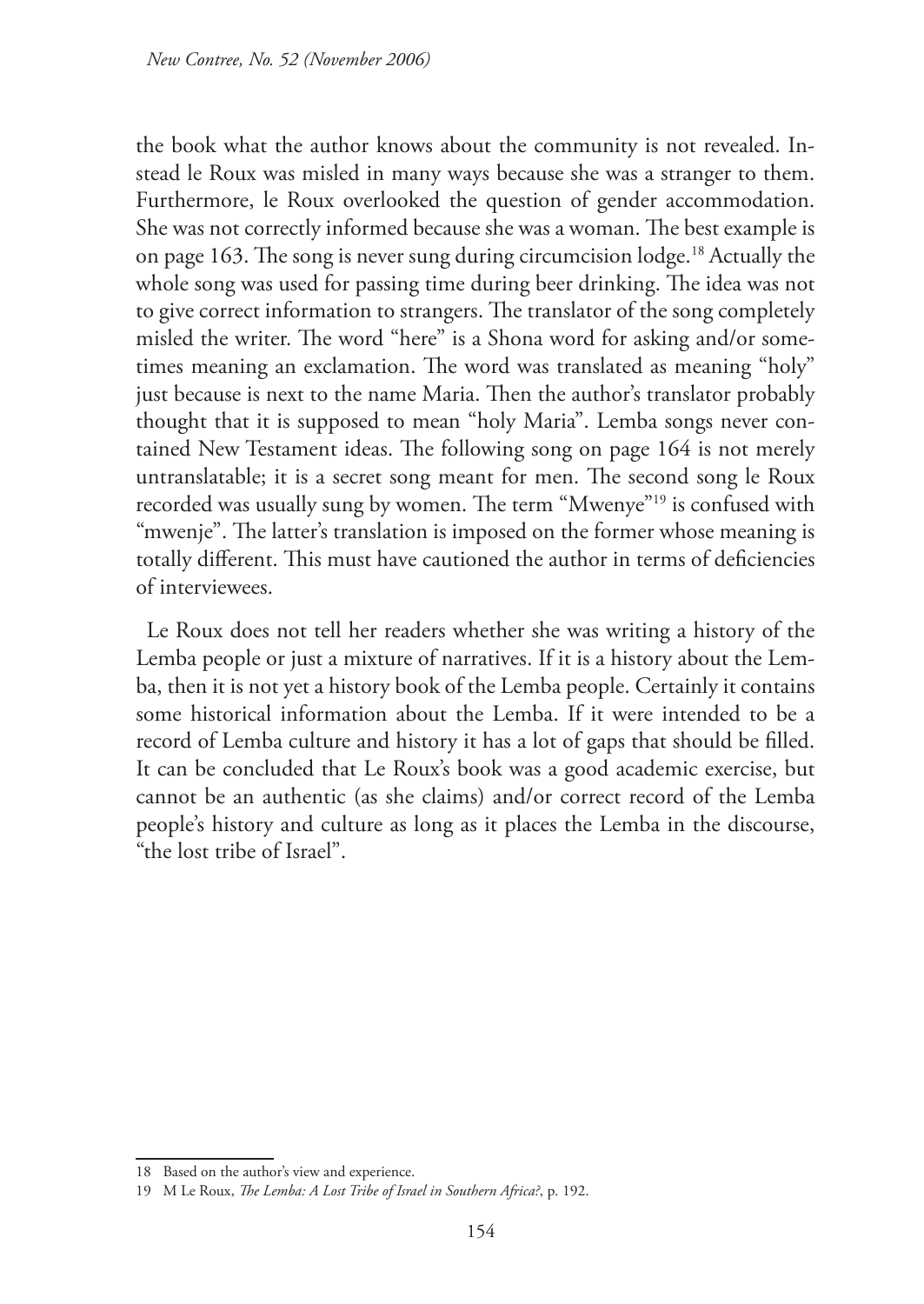the book what the author knows about the community is not revealed. Instead le Roux was misled in many ways because she was a stranger to them. Furthermore, le Roux overlooked the question of gender accommodation. She was not correctly informed because she was a woman. The best example is on page 163. The song is never sung during circumcision lodge.[18] Actually the whole song was used for passing time during beer drinking. The idea was not to give correct information to strangers. The translator of the song completely misled the writer. The word "here" is a Shona word for asking and/or sometimes meaning an exclamation. The word was translated as meaning "holy" just because is next to the name Maria. Then the author's translator probably thought that it is supposed to mean "holy Maria". Lemba songs never contained New Testament ideas. The following song on page 164 is not merely untranslatable; it is a secret song meant for men. The second song le Roux recorded was usually sung by women. The term "Mwenye"[19] is confused with "mwenje". The latter's translation is imposed on the former whose meaning is totally different. This must have cautioned the author in terms of deficiencies of interviewees.

Le Roux does not tell her readers whether she was writing a history of the Lemba people or just a mixture of narratives. If it is a history about the Lemba, then it is not yet a history book of the Lemba people. Certainly it contains some historical information about the Lemba. If it were intended to be a record of Lemba culture and history it has a lot of gaps that should be filled. It can be concluded that Le Roux's book was a good academic exercise, but cannot be an authentic (as she claims) and/or correct record of the Lemba people's history and culture as long as it places the Lemba in the discourse, "the lost tribe of Israel".

---

18 Based on the author's view and experience.

19 M Le Roux, *The Lemba: A Lost Tribe of Israel in Southern Africa?*, p. 192.